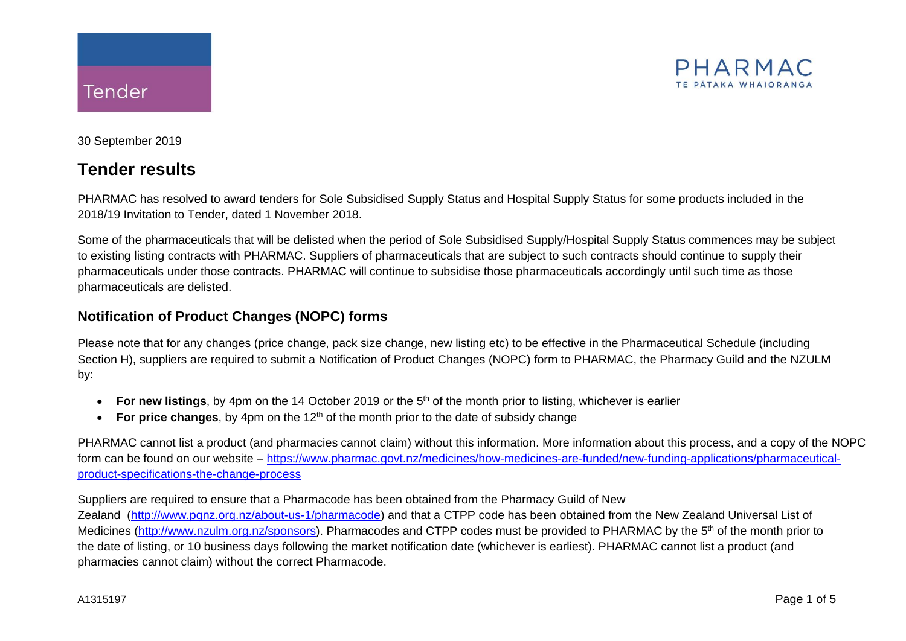Tender

PHARMAC
TE PĀTAKA WHAIORANGA

30 September 2019

# Tender results

PHARMAC has resolved to award tenders for Sole Subsidised Supply Status and Hospital Supply Status for some products included in the 2018/19 Invitation to Tender, dated 1 November 2018.

Some of the pharmaceuticals that will be delisted when the period of Sole Subsidised Supply/Hospital Supply Status commences may be subject to existing listing contracts with PHARMAC. Suppliers of pharmaceuticals that are subject to such contracts should continue to supply their pharmaceuticals under those contracts. PHARMAC will continue to subsidise those pharmaceuticals accordingly until such time as those pharmaceuticals are delisted.

## Notification of Product Changes (NOPC) forms

Please note that for any changes (price change, pack size change, new listing etc) to be effective in the Pharmaceutical Schedule (including Section H), suppliers are required to submit a Notification of Product Changes (NOPC) form to PHARMAC, the Pharmacy Guild and the NZULM by:

- **For new listings**, by 4pm on the 14 October 2019 or the 5th of the month prior to listing, whichever is earlier
- **For price changes**, by 4pm on the 12th of the month prior to the date of subsidy change

PHARMAC cannot list a product (and pharmacies cannot claim) without this information. More information about this process, and a copy of the NOPC form can be found on our website – https://www.pharmac.govt.nz/medicines/how-medicines-are-funded/new-funding-applications/pharmaceutical-product-specifications-the-change-process

Suppliers are required to ensure that a Pharmacode has been obtained from the Pharmacy Guild of New Zealand (http://www.pgnz.org.nz/about-us-1/pharmacode) and that a CTPP code has been obtained from the New Zealand Universal List of Medicines (http://www.nzulm.org.nz/sponsors). Pharmacodes and CTPP codes must be provided to PHARMAC by the 5th of the month prior to the date of listing, or 10 business days following the market notification date (whichever is earliest). PHARMAC cannot list a product (and pharmacies cannot claim) without the correct Pharmacode.

A1315197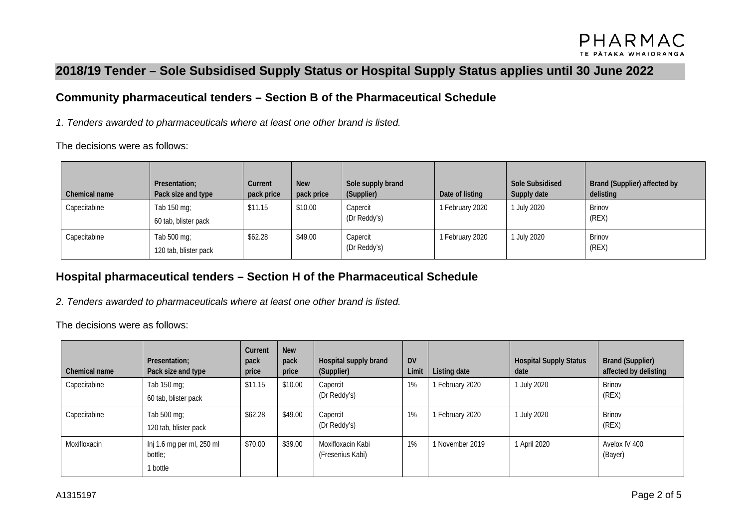## 2018/19 Tender – Sole Subsidised Supply Status or Hospital Supply Status applies until 30 June 2022

### Community pharmaceutical tenders – Section B of the Pharmaceutical Schedule

*1. Tenders awarded to pharmaceuticals where at least one other brand is listed.*

The decisions were as follows:

| Chemical name | Presentation; Pack size and type | Current pack price | New pack price | Sole supply brand (Supplier) | Date of listing | Sole Subsidised Supply date | Brand (Supplier) affected by delisting |
|---|---|---|---|---|---|---|---|
| Capecitabine | Tab 150 mg; 60 tab, blister pack | $11.15 | $10.00 | Capercit (Dr Reddy's) | 1 February 2020 | 1 July 2020 | Brinov (REX) |
| Capecitabine | Tab 500 mg; 120 tab, blister pack | $62.28 | $49.00 | Capercit (Dr Reddy's) | 1 February 2020 | 1 July 2020 | Brinov (REX) |

### Hospital pharmaceutical tenders – Section H of the Pharmaceutical Schedule

*2. Tenders awarded to pharmaceuticals where at least one other brand is listed.*

The decisions were as follows:

| Chemical name | Presentation; Pack size and type | Current pack price | New pack price | Hospital supply brand (Supplier) | DV Limit | Listing date | Hospital Supply Status date | Brand (Supplier) affected by delisting |
|---|---|---|---|---|---|---|---|---|
| Capecitabine | Tab 150 mg; 60 tab, blister pack | $11.15 | $10.00 | Capercit (Dr Reddy's) | 1% | 1 February 2020 | 1 July 2020 | Brinov (REX) |
| Capecitabine | Tab 500 mg; 120 tab, blister pack | $62.28 | $49.00 | Capercit (Dr Reddy's) | 1% | 1 February 2020 | 1 July 2020 | Brinov (REX) |
| Moxifloxacin | Inj 1.6 mg per ml, 250 ml bottle; 1 bottle | $70.00 | $39.00 | Moxifloxacin Kabi (Fresenius Kabi) | 1% | 1 November 2019 | 1 April 2020 | Avelox IV 400 (Bayer) |

A1315197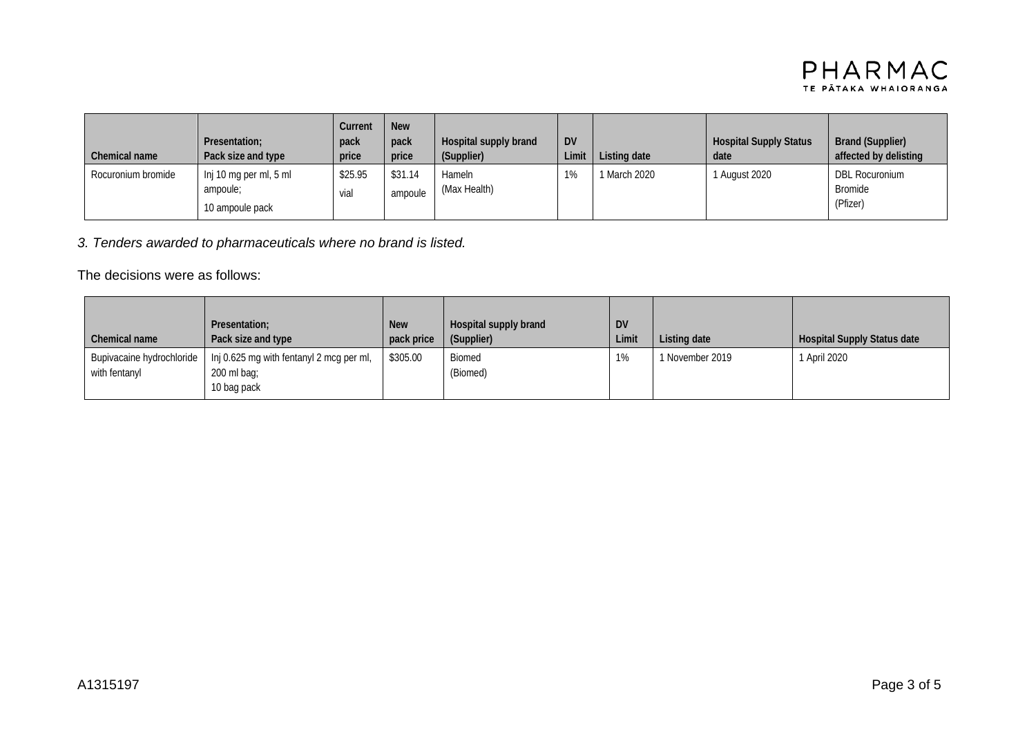| Chemical name | Presentation; Pack size and type | Current pack price | New pack price | Hospital supply brand (Supplier) | DV Limit | Listing date | Hospital Supply Status date | Brand (Supplier) affected by delisting |
|---|---|---|---|---|---|---|---|---|
| Rocuronium bromide | Inj 10 mg per ml, 5 ml ampoule; 10 ampoule pack | $25.95 vial | $31.14 ampoule | Hameln (Max Health) | 1% | 1 March 2020 | 1 August 2020 | DBL Rocuronium Bromide (Pfizer) |

*3. Tenders awarded to pharmaceuticals where no brand is listed.*

The decisions were as follows:

| Chemical name | Presentation; Pack size and type | New pack price | Hospital supply brand (Supplier) | DV Limit | Listing date | Hospital Supply Status date |
|---|---|---|---|---|---|---|
| Bupivacaine hydrochloride with fentanyl | Inj 0.625 mg with fentanyl 2 mcg per ml, 200 ml bag; 10 bag pack | $305.00 | Biomed (Biomed) | 1% | 1 November 2019 | 1 April 2020 |

A1315197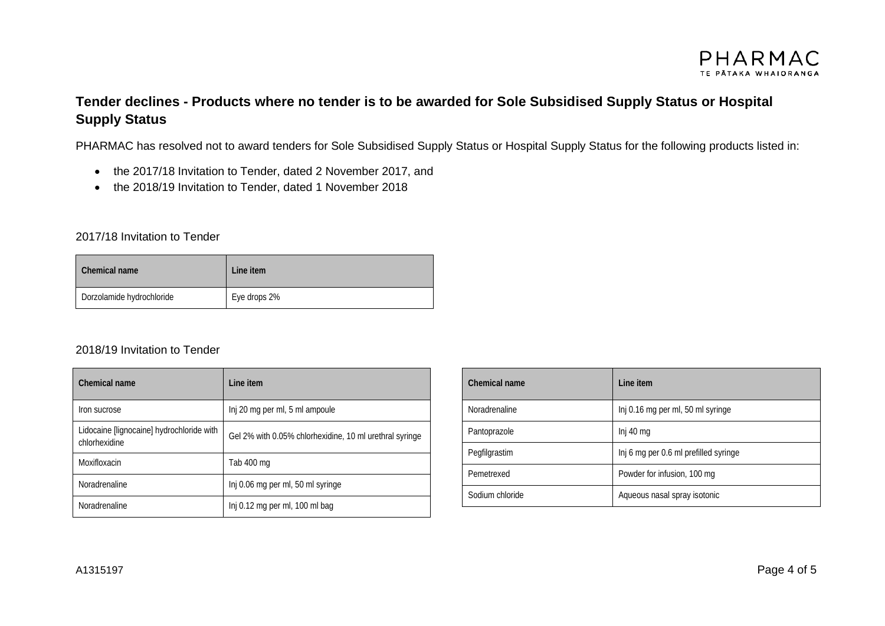## Tender declines - Products where no tender is to be awarded for Sole Subsidised Supply Status or Hospital Supply Status

PHARMAC has resolved not to award tenders for Sole Subsidised Supply Status or Hospital Supply Status for the following products listed in:

- the 2017/18 Invitation to Tender, dated 2 November 2017, and
- the 2018/19 Invitation to Tender, dated 1 November 2018

### 2017/18 Invitation to Tender

| Chemical name | Line item |
|---|---|
| Dorzolamide hydrochloride | Eye drops 2% |

### 2018/19 Invitation to Tender

| Chemical name | Line item |
|---|---|
| Iron sucrose | Inj 20 mg per ml, 5 ml ampoule |
| Lidocaine [lignocaine] hydrochloride with chlorhexidine | Gel 2% with 0.05% chlorhexidine, 10 ml urethral syringe |
| Moxifloxacin | Tab 400 mg |
| Noradrenaline | Inj 0.06 mg per ml, 50 ml syringe |
| Noradrenaline | Inj 0.12 mg per ml, 100 ml bag |
| Noradrenaline | Inj 0.16 mg per ml, 50 ml syringe |
| Pantoprazole | Inj 40 mg |
| Pegfilgrastim | Inj 6 mg per 0.6 ml prefilled syringe |
| Pemetrexed | Powder for infusion, 100 mg |
| Sodium chloride | Aqueous nasal spray isotonic |

A1315197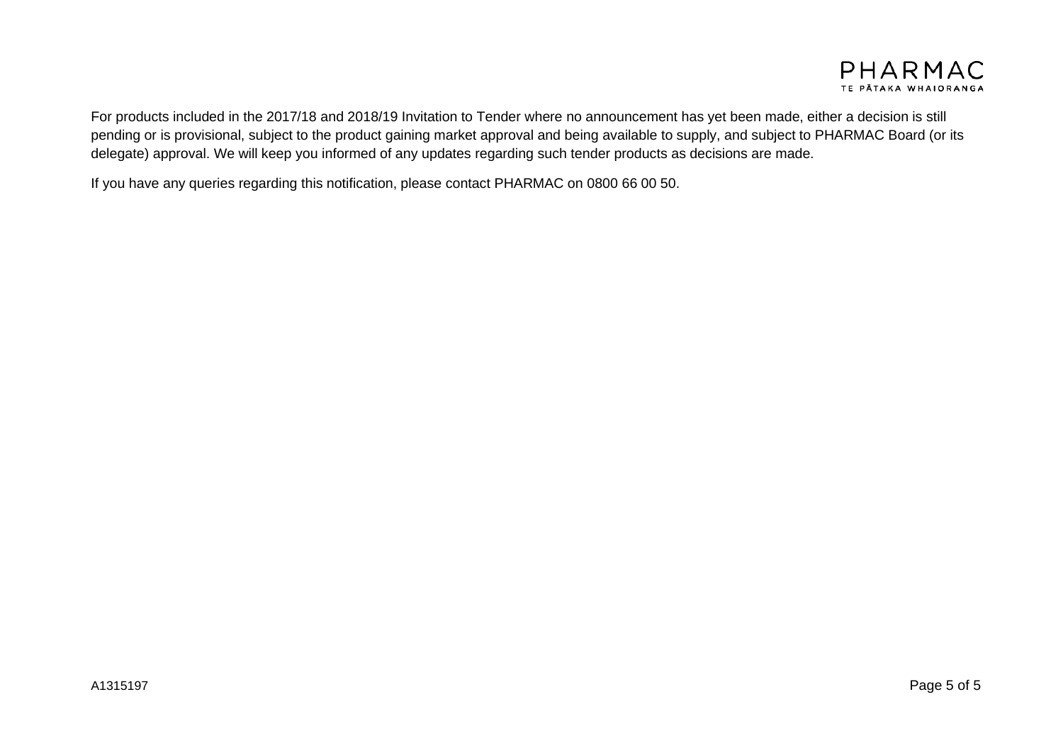For products included in the 2017/18 and 2018/19 Invitation to Tender where no announcement has yet been made, either a decision is still pending or is provisional, subject to the product gaining market approval and being available to supply, and subject to PHARMAC Board (or its delegate) approval. We will keep you informed of any updates regarding such tender products as decisions are made.

If you have any queries regarding this notification, please contact PHARMAC on 0800 66 00 50.